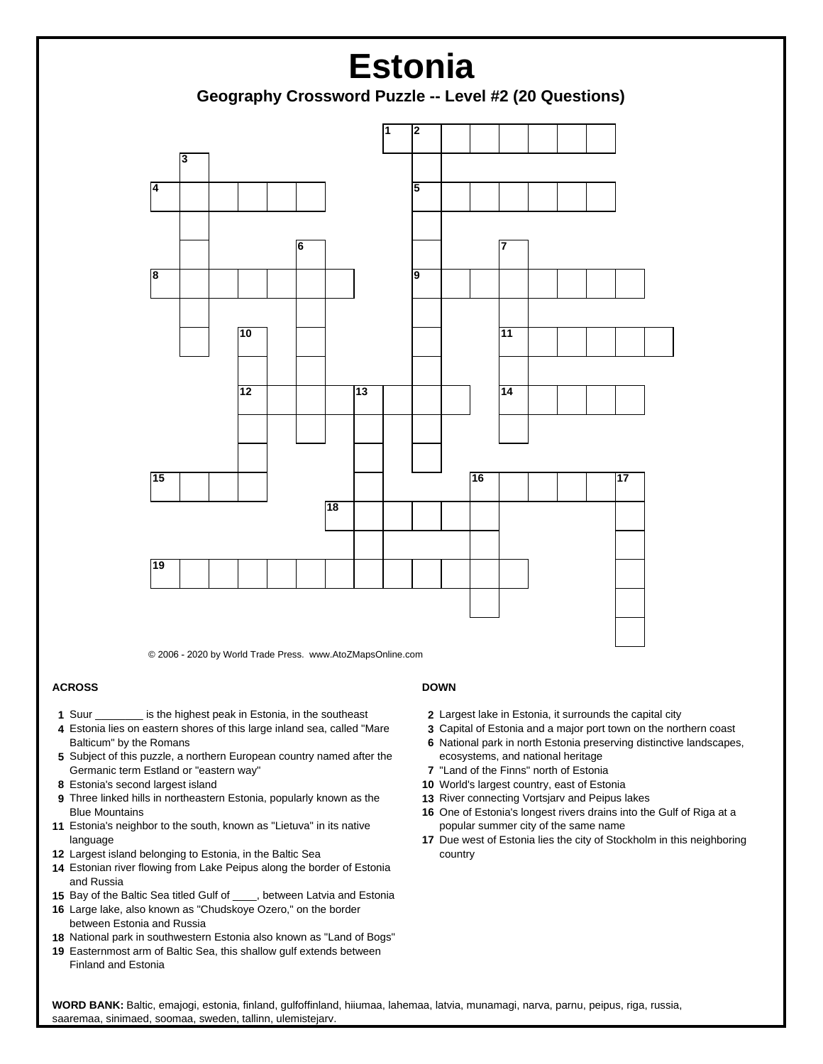# Estonia

## Geography Crossword Puzzle -- Level #2 (20 Questions)

© 2006 - 2020 by World Trade Press. www.AtoZMapsOnline.com

### ACROSS

- **1** Suur ________ is the highest peak in Estonia, in the southeast
- **4** Estonia lies on eastern shores of this large inland sea, called "Mare Balticum" by the Romans
- **5** Subject of this puzzle, a northern European country named after the Germanic term Estland or "eastern way"
- **8** Estonia's second largest island
- **9** Three linked hills in northeastern Estonia, popularly known as the Blue Mountains
- **11** Estonia's neighbor to the south, known as "Lietuva" in its native language
- **12** Largest island belonging to Estonia, in the Baltic Sea
- **14** Estonian river flowing from Lake Peipus along the border of Estonia and Russia
- **15** Bay of the Baltic Sea titled Gulf of ____, between Latvia and Estonia
- **16** Large lake, also known as "Chudskoye Ozero," on the border between Estonia and Russia
- **18** National park in southwestern Estonia also known as "Land of Bogs"
- **19** Easternmost arm of Baltic Sea, this shallow gulf extends between Finland and Estonia

### DOWN

- **2** Largest lake in Estonia, it surrounds the capital city
- **3** Capital of Estonia and a major port town on the northern coast
- **6** National park in north Estonia preserving distinctive landscapes, ecosystems, and national heritage
- **7** "Land of the Finns" north of Estonia
- **10** World's largest country, east of Estonia
- **13** River connecting Vortsjarv and Peipus lakes
- **16** One of Estonia's longest rivers drains into the Gulf of Riga at a popular summer city of the same name
- **17** Due west of Estonia lies the city of Stockholm in this neighboring country

**WORD BANK:** Baltic, emajogi, estonia, finland, gulfoffinland, hiiumaa, lahemaa, latvia, munamagi, narva, parnu, peipus, riga, russia, saaremaa, sinimaed, soomaa, sweden, tallinn, ulemistejarv.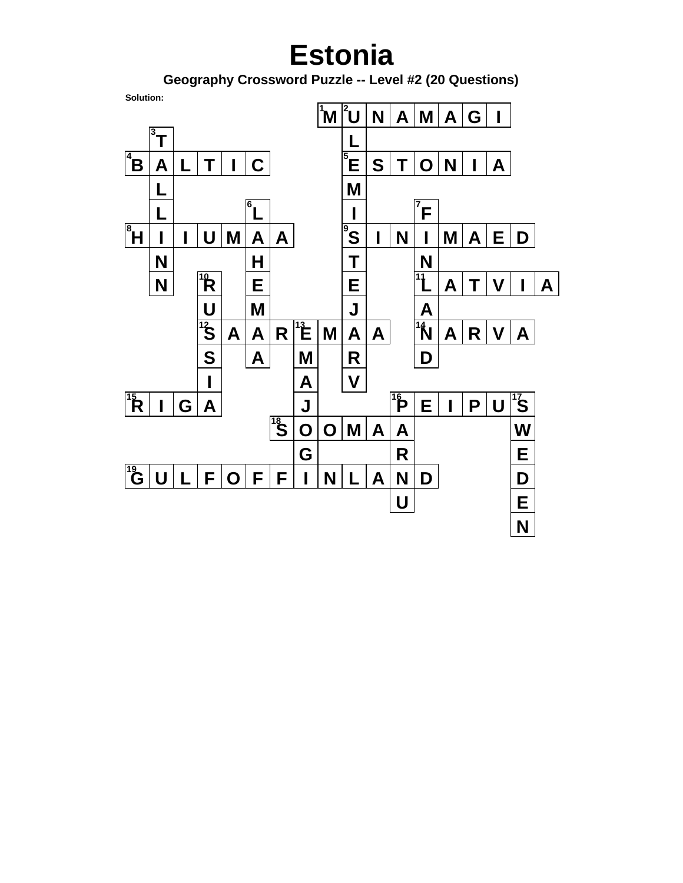# Estonia

**Geography Crossword Puzzle -- Level #2 (20 Questions)**

**Solution:**

| | | | | | | | | | | | | | | | | | |
|---|---|---|---|---|---|---|---|---|---|---|---|---|---|---|---|---|---|
| | | | | | | | | 1 M | 2 U | N | A | M | A | G | I | | |
| | 3 T | | | | | | | | L | | | | | | | | |
| 4 B | A | L | T | I | C | | | | 5 E | S | T | O | N | I | A | | |
| | L | | | | | | | | M | | | | | | | | |
| | L | | | | 6 L | | | | I | | | 7 F | | | | | |
| 8 H | I | I | U | M | A | A | | | 9 S | I | N | I | M | A | E | D | |
| | N | | | | H | | | | T | | | N | | | | | |
| | N | | 10 R | | E | | | | E | | | 11 L | A | T | V | I | A |
| | | | U | | M | | | | J | | | A | | | | | |
| | | | 12 S | A | A | R | 13 E | M | A | A | | 14 N | A | R | V | A | |
| | | | S | | A | | M | | R | | | D | | | | | |
| | | | I | | | | A | | V | | | | | | | | |
| 15 R | I | G | A | | | | J | | | | 16 P | E | I | P | U | 17 S | |
| | | | | | | 18 S | O | O | M | A | A | | | | | W | |
| | | | | | | | G | | | | R | | | | | E | |
| 19 G | U | L | F | O | F | F | I | N | L | A | N | D | | | | D | |
| | | | | | | | | | | | U | | | | | E | |
| | | | | | | | | | | | | | | | | N | |